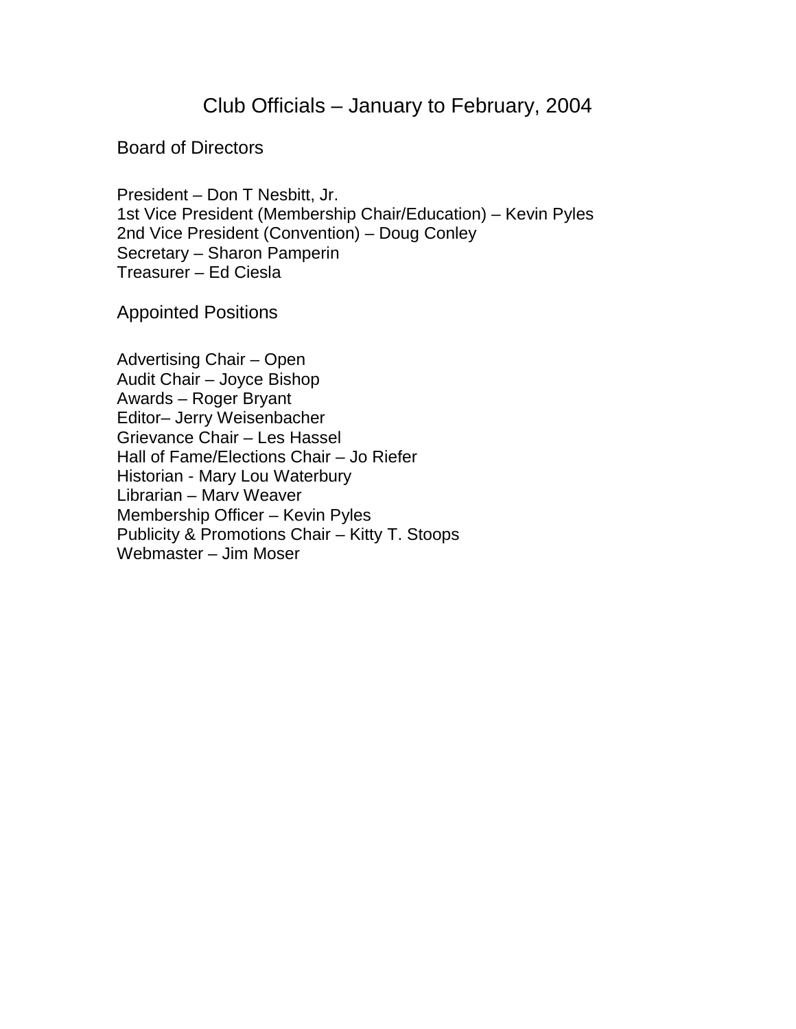# Club Officials – January to February, 2004

## Board of Directors

President – Don T Nesbitt, Jr.
1st Vice President (Membership Chair/Education) – Kevin Pyles
2nd Vice President (Convention) – Doug Conley
Secretary – Sharon Pamperin
Treasurer – Ed Ciesla

## Appointed Positions

Advertising Chair – Open
Audit Chair – Joyce Bishop
Awards – Roger Bryant
Editor– Jerry Weisenbacher
Grievance Chair – Les Hassel
Hall of Fame/Elections Chair – Jo Riefer
Historian - Mary Lou Waterbury
Librarian – Marv Weaver
Membership Officer – Kevin Pyles
Publicity & Promotions Chair – Kitty T. Stoops
Webmaster – Jim Moser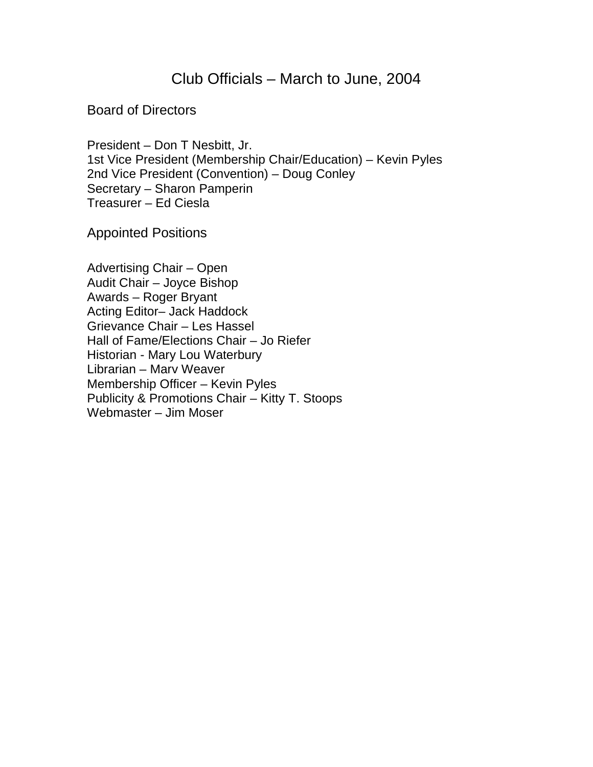# Club Officials – March to June, 2004

## Board of Directors

President – Don T Nesbitt, Jr.
1st Vice President (Membership Chair/Education) – Kevin Pyles
2nd Vice President (Convention) – Doug Conley
Secretary – Sharon Pamperin
Treasurer – Ed Ciesla

## Appointed Positions

Advertising Chair – Open
Audit Chair – Joyce Bishop
Awards – Roger Bryant
Acting Editor– Jack Haddock
Grievance Chair – Les Hassel
Hall of Fame/Elections Chair – Jo Riefer
Historian - Mary Lou Waterbury
Librarian – Marv Weaver
Membership Officer – Kevin Pyles
Publicity & Promotions Chair – Kitty T. Stoops
Webmaster – Jim Moser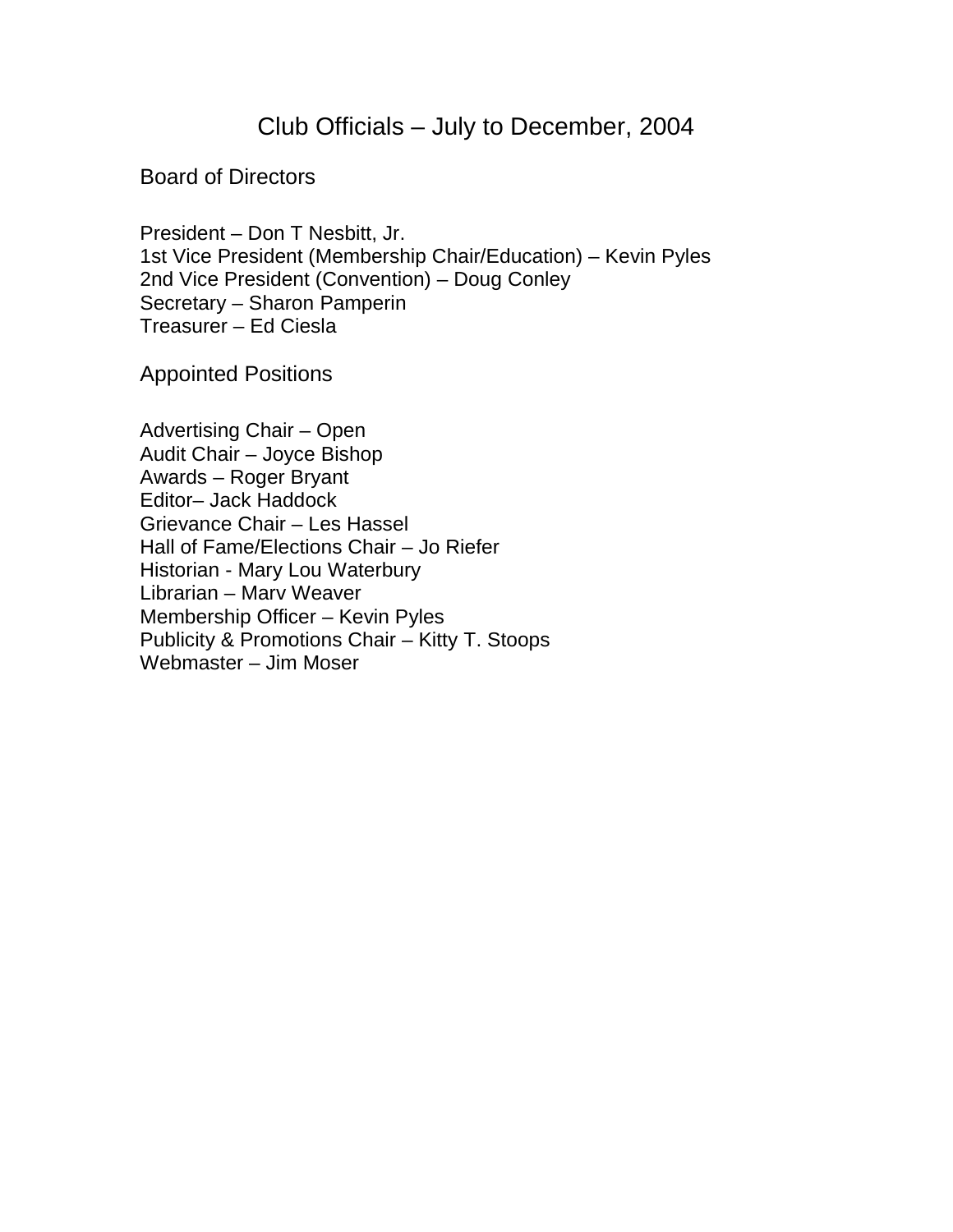# Club Officials – July to December, 2004

## Board of Directors

President – Don T Nesbitt, Jr.
1st Vice President (Membership Chair/Education) – Kevin Pyles
2nd Vice President (Convention) – Doug Conley
Secretary – Sharon Pamperin
Treasurer – Ed Ciesla

## Appointed Positions

Advertising Chair – Open
Audit Chair – Joyce Bishop
Awards – Roger Bryant
Editor– Jack Haddock
Grievance Chair – Les Hassel
Hall of Fame/Elections Chair – Jo Riefer
Historian - Mary Lou Waterbury
Librarian – Marv Weaver
Membership Officer – Kevin Pyles
Publicity & Promotions Chair – Kitty T. Stoops
Webmaster – Jim Moser